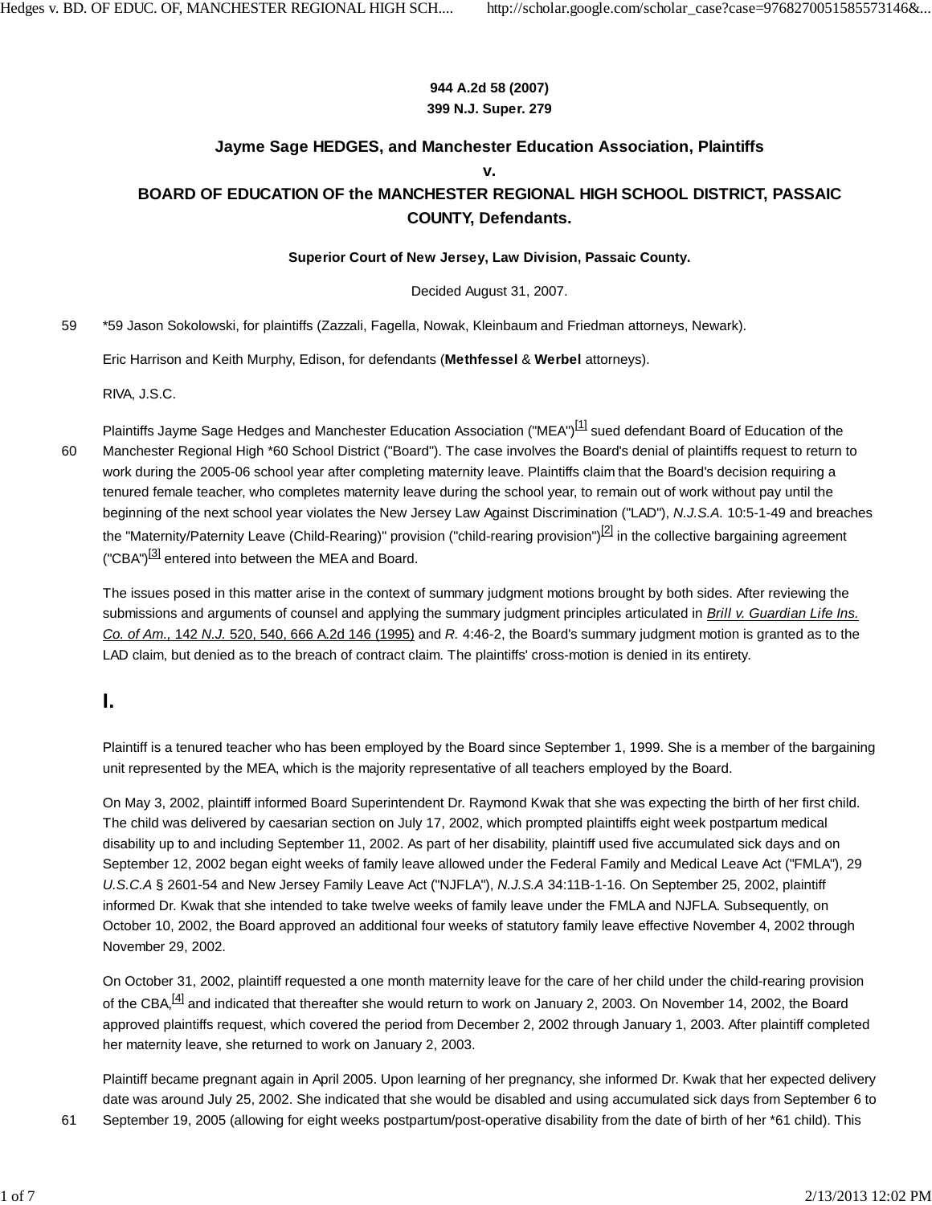**944 A.2d 58 (2007)**
**399 N.J. Super. 279**

## Jayme Sage HEDGES, and Manchester Education Association, Plaintiffs v. BOARD OF EDUCATION OF the MANCHESTER REGIONAL HIGH SCHOOL DISTRICT, PASSAIC COUNTY, Defendants.

**Superior Court of New Jersey, Law Division, Passaic County.**

Decided August 31, 2007.

*59 Jason Sokolowski, for plaintiffs (Zazzali, Fagella, Nowak, Kleinbaum and Friedman attorneys, Newark).

Eric Harrison and Keith Murphy, Edison, for defendants (**Methfessel** & **Werbel** attorneys).

RIVA, J.S.C.

Plaintiffs Jayme Sage Hedges and Manchester Education Association ("MEA")[1] sued defendant Board of Education of the Manchester Regional High *60 School District ("Board"). The case involves the Board's denial of plaintiffs request to return to work during the 2005-06 school year after completing maternity leave. Plaintiffs claim that the Board's decision requiring a tenured female teacher, who completes maternity leave during the school year, to remain out of work without pay until the beginning of the next school year violates the New Jersey Law Against Discrimination ("LAD"), *N.J.S.A.* 10:5-1-49 and breaches the "Maternity/Paternity Leave (Child-Rearing)" provision ("child-rearing provision")[2] in the collective bargaining agreement ("CBA")[3] entered into between the MEA and Board.

The issues posed in this matter arise in the context of summary judgment motions brought by both sides. After reviewing the submissions and arguments of counsel and applying the summary judgment principles articulated in *Brill v. Guardian Life Ins. Co. of Am.,* 142 *N.J.* 520, 540, 666 A.2d 146 (1995) and *R.* 4:46-2, the Board's summary judgment motion is granted as to the LAD claim, but denied as to the breach of contract claim. The plaintiffs' cross-motion is denied in its entirety.

## I.

Plaintiff is a tenured teacher who has been employed by the Board since September 1, 1999. She is a member of the bargaining unit represented by the MEA, which is the majority representative of all teachers employed by the Board.

On May 3, 2002, plaintiff informed Board Superintendent Dr. Raymond Kwak that she was expecting the birth of her first child. The child was delivered by caesarian section on July 17, 2002, which prompted plaintiffs eight week postpartum medical disability up to and including September 11, 2002. As part of her disability, plaintiff used five accumulated sick days and on September 12, 2002 began eight weeks of family leave allowed under the Federal Family and Medical Leave Act ("FMLA"), 29 *U.S.C.A* § 2601-54 and New Jersey Family Leave Act ("NJFLA"), *N.J.S.A* 34:11B-1-16. On September 25, 2002, plaintiff informed Dr. Kwak that she intended to take twelve weeks of family leave under the FMLA and NJFLA. Subsequently, on October 10, 2002, the Board approved an additional four weeks of statutory family leave effective November 4, 2002 through November 29, 2002.

On October 31, 2002, plaintiff requested a one month maternity leave for the care of her child under the child-rearing provision of the CBA,[4] and indicated that thereafter she would return to work on January 2, 2003. On November 14, 2002, the Board approved plaintiffs request, which covered the period from December 2, 2002 through January 1, 2003. After plaintiff completed her maternity leave, she returned to work on January 2, 2003.

Plaintiff became pregnant again in April 2005. Upon learning of her pregnancy, she informed Dr. Kwak that her expected delivery date was around July 25, 2002. She indicated that she would be disabled and using accumulated sick days from September 6 to September 19, 2005 (allowing for eight weeks postpartum/post-operative disability from the date of birth of her *61 child). This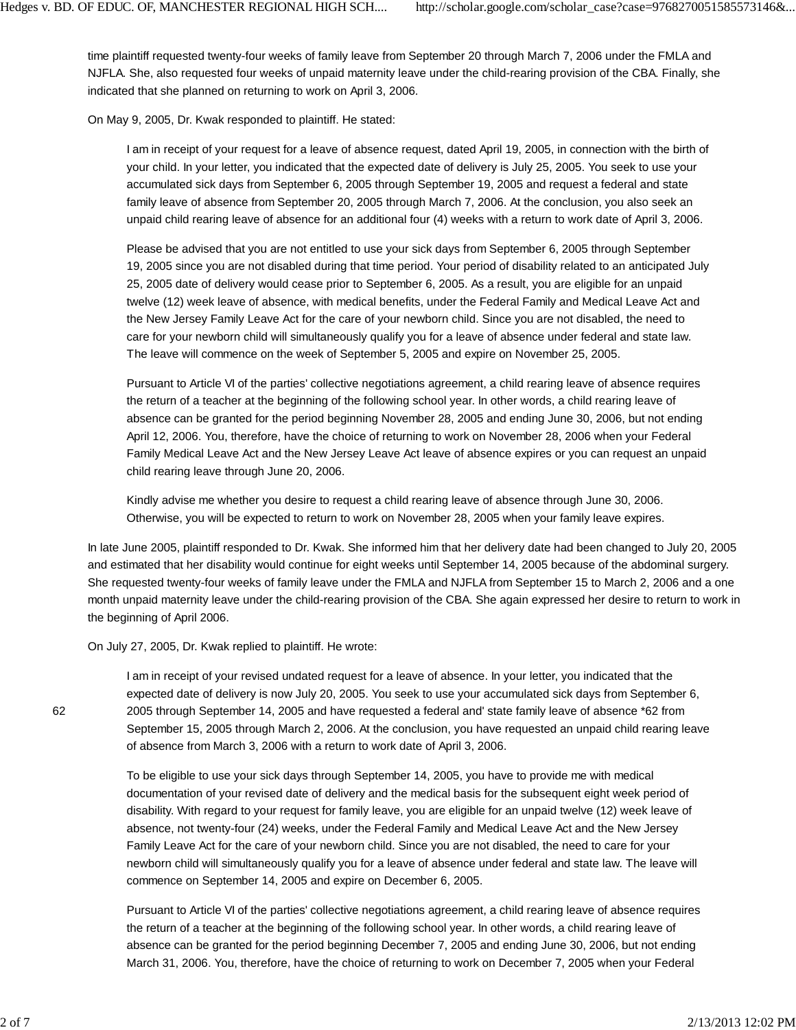time plaintiff requested twenty-four weeks of family leave from September 20 through March 7, 2006 under the FMLA and NJFLA. She, also requested four weeks of unpaid maternity leave under the child-rearing provision of the CBA. Finally, she indicated that she planned on returning to work on April 3, 2006.

On May 9, 2005, Dr. Kwak responded to plaintiff. He stated:

> I am in receipt of your request for a leave of absence request, dated April 19, 2005, in connection with the birth of your child. In your letter, you indicated that the expected date of delivery is July 25, 2005. You seek to use your accumulated sick days from September 6, 2005 through September 19, 2005 and request a federal and state family leave of absence from September 20, 2005 through March 7, 2006. At the conclusion, you also seek an unpaid child rearing leave of absence for an additional four (4) weeks with a return to work date of April 3, 2006.
>
> Please be advised that you are not entitled to use your sick days from September 6, 2005 through September 19, 2005 since you are not disabled during that time period. Your period of disability related to an anticipated July 25, 2005 date of delivery would cease prior to September 6, 2005. As a result, you are eligible for an unpaid twelve (12) week leave of absence, with medical benefits, under the Federal Family and Medical Leave Act and the New Jersey Family Leave Act for the care of your newborn child. Since you are not disabled, the need to care for your newborn child will simultaneously qualify you for a leave of absence under federal and state law. The leave will commence on the week of September 5, 2005 and expire on November 25, 2005.
>
> Pursuant to Article VI of the parties' collective negotiations agreement, a child rearing leave of absence requires the return of a teacher at the beginning of the following school year. In other words, a child rearing leave of absence can be granted for the period beginning November 28, 2005 and ending June 30, 2006, but not ending April 12, 2006. You, therefore, have the choice of returning to work on November 28, 2006 when your Federal Family Medical Leave Act and the New Jersey Leave Act leave of absence expires or you can request an unpaid child rearing leave through June 20, 2006.
>
> Kindly advise me whether you desire to request a child rearing leave of absence through June 30, 2006. Otherwise, you will be expected to return to work on November 28, 2005 when your family leave expires.

In late June 2005, plaintiff responded to Dr. Kwak. She informed him that her delivery date had been changed to July 20, 2005 and estimated that her disability would continue for eight weeks until September 14, 2005 because of the abdominal surgery. She requested twenty-four weeks of family leave under the FMLA and NJFLA from September 15 to March 2, 2006 and a one month unpaid maternity leave under the child-rearing provision of the CBA. She again expressed her desire to return to work in the beginning of April 2006.

On July 27, 2005, Dr. Kwak replied to plaintiff. He wrote:

> I am in receipt of your revised undated request for a leave of absence. In your letter, you indicated that the expected date of delivery is now July 20, 2005. You seek to use your accumulated sick days from September 6, 2005 through September 14, 2005 and have requested a federal and' state family leave of absence *62 from September 15, 2005 through March 2, 2006. At the conclusion, you have requested an unpaid child rearing leave of absence from March 3, 2006 with a return to work date of April 3, 2006.
>
> To be eligible to use your sick days through September 14, 2005, you have to provide me with medical documentation of your revised date of delivery and the medical basis for the subsequent eight week period of disability. With regard to your request for family leave, you are eligible for an unpaid twelve (12) week leave of absence, not twenty-four (24) weeks, under the Federal Family and Medical Leave Act and the New Jersey Family Leave Act for the care of your newborn child. Since you are not disabled, the need to care for your newborn child will simultaneously qualify you for a leave of absence under federal and state law. The leave will commence on September 14, 2005 and expire on December 6, 2005.
>
> Pursuant to Article VI of the parties' collective negotiations agreement, a child rearing leave of absence requires the return of a teacher at the beginning of the following school year. In other words, a child rearing leave of absence can be granted for the period beginning December 7, 2005 and ending June 30, 2006, but not ending March 31, 2006. You, therefore, have the choice of returning to work on December 7, 2005 when your Federal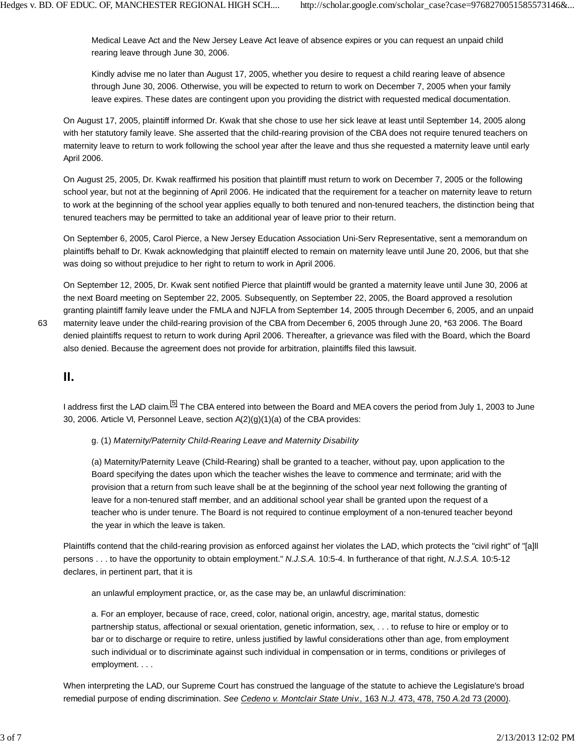Medical Leave Act and the New Jersey Leave Act leave of absence expires or you can request an unpaid child rearing leave through June 30, 2006.

> Kindly advise me no later than August 17, 2005, whether you desire to request a child rearing leave of absence through June 30, 2006. Otherwise, you will be expected to return to work on December 7, 2005 when your family leave expires. These dates are contingent upon you providing the district with requested medical documentation.

On August 17, 2005, plaintiff informed Dr. Kwak that she chose to use her sick leave at least until September 14, 2005 along with her statutory family leave. She asserted that the child-rearing provision of the CBA does not require tenured teachers on maternity leave to return to work following the school year after the leave and thus she requested a maternity leave until early April 2006.

On August 25, 2005, Dr. Kwak reaffirmed his position that plaintiff must return to work on December 7, 2005 or the following school year, but not at the beginning of April 2006. He indicated that the requirement for a teacher on maternity leave to return to work at the beginning of the school year applies equally to both tenured and non-tenured teachers, the distinction being that tenured teachers may be permitted to take an additional year of leave prior to their return.

On September 6, 2005, Carol Pierce, a New Jersey Education Association Uni-Serv Representative, sent a memorandum on plaintiffs behalf to Dr. Kwak acknowledging that plaintiff elected to remain on maternity leave until June 20, 2006, but that she was doing so without prejudice to her right to return to work in April 2006.

On September 12, 2005, Dr. Kwak sent notified Pierce that plaintiff would be granted a maternity leave until June 30, 2006 at the next Board meeting on September 22, 2005. Subsequently, on September 22, 2005, the Board approved a resolution granting plaintiff family leave under the FMLA and NJFLA from September 14, 2005 through December 6, 2005, and an unpaid maternity leave under the child-rearing provision of the CBA from December 6, 2005 through June 20, *63 2006. The Board denied plaintiffs request to return to work during April 2006. Thereafter, a grievance was filed with the Board, which the Board also denied. Because the agreement does not provide for arbitration, plaintiffs filed this lawsuit.

## II.

I address first the LAD claim.[5] The CBA entered into between the Board and MEA covers the period from July 1, 2003 to June 30, 2006. Article VI, Personnel Leave, section A(2)(g)(1)(a) of the CBA provides:

> g. (1) *Maternity/Paternity Child-Rearing Leave and Maternity Disability*
>
> (a) Maternity/Paternity Leave (Child-Rearing) shall be granted to a teacher, without pay, upon application to the Board specifying the dates upon which the teacher wishes the leave to commence and terminate; arid with the provision that a return from such leave shall be at the beginning of the school year next following the granting of leave for a non-tenured staff member, and an additional school year shall be granted upon the request of a teacher who is under tenure. The Board is not required to continue employment of a non-tenured teacher beyond the year in which the leave is taken.

Plaintiffs contend that the child-rearing provision as enforced against her violates the LAD, which protects the "civil right" of "[a]ll persons . . . to have the opportunity to obtain employment." *N.J.S.A.* 10:5-4. In furtherance of that right, *N.J.S.A.* 10:5-12 declares, in pertinent part, that it is

> an unlawful employment practice, or, as the case may be, an unlawful discrimination:
>
> a. For an employer, because of race, creed, color, national origin, ancestry, age, marital status, domestic partnership status, affectional or sexual orientation, genetic information, sex, . . . to refuse to hire or employ or to bar or to discharge or require to retire, unless justified by lawful considerations other than age, from employment such individual or to discriminate against such individual in compensation or in terms, conditions or privileges of employment. . . .

When interpreting the LAD, our Supreme Court has construed the language of the statute to achieve the Legislature's broad remedial purpose of ending discrimination. *See* *Cedeno v. Montclair State Univ.,* 163 *N.J.* 473, 478, 750 *A.*2d 73 (2000).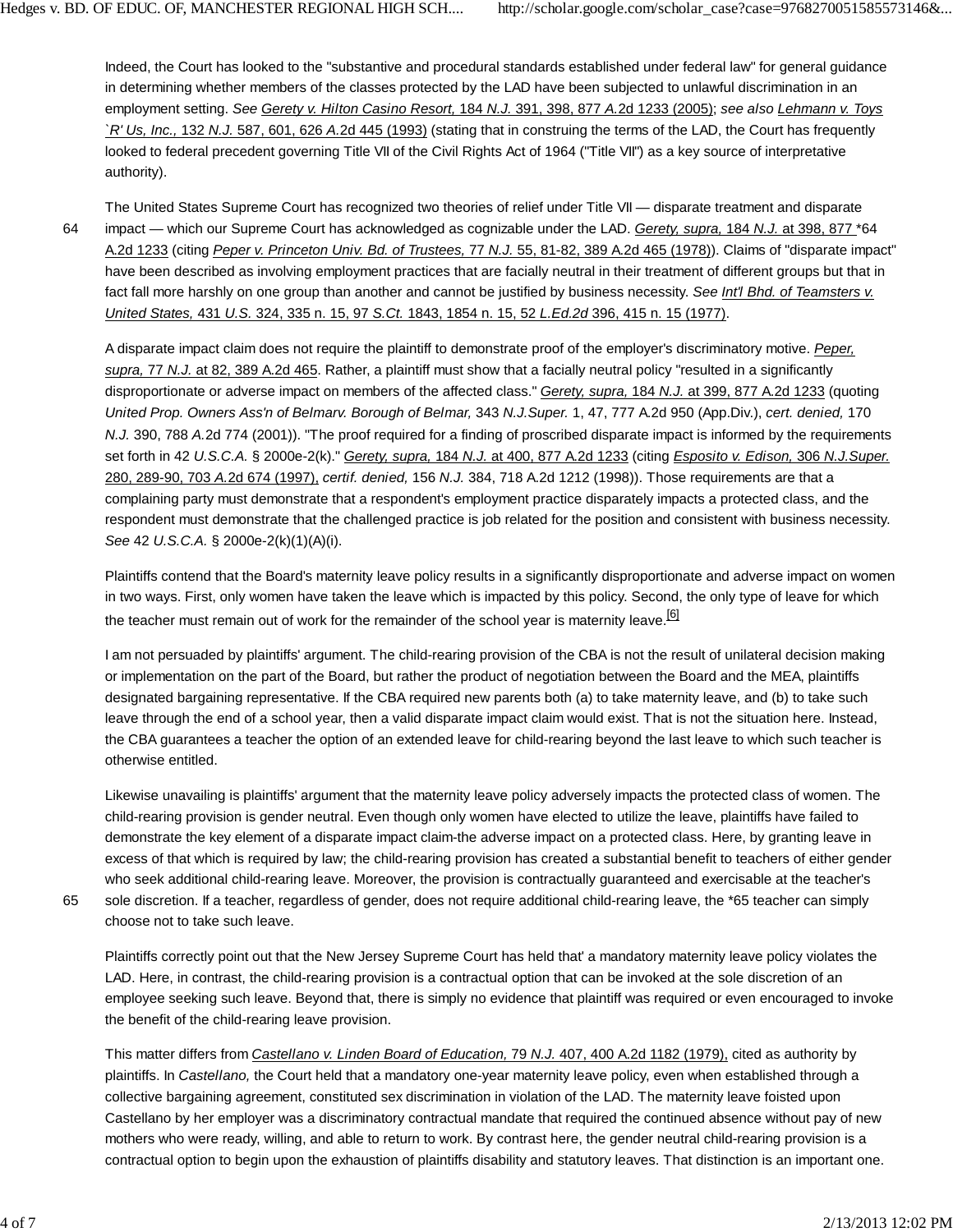Indeed, the Court has looked to the "substantive and procedural standards established under federal law" for general guidance in determining whether members of the classes protected by the LAD have been subjected to unlawful discrimination in an employment setting. *See Gerety v. Hilton Casino Resort,* 184 *N.J.* 391, 398, 877 *A.*2d 1233 (2005); *see also Lehmann v. Toys `R' Us, Inc.,* 132 *N.J.* 587, 601, 626 *A.*2d 445 (1993) (stating that in construing the terms of the LAD, the Court has frequently looked to federal precedent governing Title VII of the Civil Rights Act of 1964 ("Title VII") as a key source of interpretative authority).

The United States Supreme Court has recognized two theories of relief under Title VII — disparate treatment and disparate impact — which our Supreme Court has acknowledged as cognizable under the LAD. *Gerety, supra,* 184 *N.J.* at 398, 877 *64 A.2d 1233 (citing *Peper v. Princeton Univ. Bd. of Trustees,* 77 *N.J.* 55, 81-82, 389 A.2d 465 (1978)). Claims of "disparate impact" have been described as involving employment practices that are facially neutral in their treatment of different groups but that in fact fall more harshly on one group than another and cannot be justified by business necessity. *See Int'l Bhd. of Teamsters v. United States,* 431 *U.S.* 324, 335 n. 15, 97 *S.Ct.* 1843, 1854 n. 15, 52 *L.Ed.2d* 396, 415 n. 15 (1977).

A disparate impact claim does not require the plaintiff to demonstrate proof of the employer's discriminatory motive. *Peper, supra,* 77 *N.J.* at 82, 389 A.2d 465. Rather, a plaintiff must show that a facially neutral policy "resulted in a significantly disproportionate or adverse impact on members of the affected class." *Gerety, supra,* 184 *N.J.* at 399, 877 A.2d 1233 (quoting *United Prop. Owners Ass'n of Belmarv. Borough of Belmar,* 343 *N.J.Super.* 1, 47, 777 A.2d 950 (App.Div.), *cert. denied,* 170 *N.J.* 390, 788 *A.*2d 774 (2001)). "The proof required for a finding of proscribed disparate impact is informed by the requirements set forth in 42 *U.S.C.A.* § 2000e-2(k)." *Gerety, supra,* 184 *N.J.* at 400, 877 A.2d 1233 (citing *Esposito v. Edison,* 306 *N.J.Super.* 280, 289-90, 703 *A.*2d 674 (1997), *certif. denied,* 156 *N.J.* 384, 718 A.2d 1212 (1998)). Those requirements are that a complaining party must demonstrate that a respondent's employment practice disparately impacts a protected class, and the respondent must demonstrate that the challenged practice is job related for the position and consistent with business necessity. *See* 42 *U.S.C.A.* § 2000e-2(k)(1)(A)(i).

Plaintiffs contend that the Board's maternity leave policy results in a significantly disproportionate and adverse impact on women in two ways. First, only women have taken the leave which is impacted by this policy. Second, the only type of leave for which the teacher must remain out of work for the remainder of the school year is maternity leave.[6]

I am not persuaded by plaintiffs' argument. The child-rearing provision of the CBA is not the result of unilateral decision making or implementation on the part of the Board, but rather the product of negotiation between the Board and the MEA, plaintiffs designated bargaining representative. If the CBA required new parents both (a) to take maternity leave, and (b) to take such leave through the end of a school year, then a valid disparate impact claim would exist. That is not the situation here. Instead, the CBA guarantees a teacher the option of an extended leave for child-rearing beyond the last leave to which such teacher is otherwise entitled.

Likewise unavailing is plaintiffs' argument that the maternity leave policy adversely impacts the protected class of women. The child-rearing provision is gender neutral. Even though only women have elected to utilize the leave, plaintiffs have failed to demonstrate the key element of a disparate impact claim-the adverse impact on a protected class. Here, by granting leave in excess of that which is required by law; the child-rearing provision has created a substantial benefit to teachers of either gender who seek additional child-rearing leave. Moreover, the provision is contractually guaranteed and exercisable at the teacher's sole discretion. If a teacher, regardless of gender, does not require additional child-rearing leave, the *65 teacher can simply choose not to take such leave.

Plaintiffs correctly point out that the New Jersey Supreme Court has held that' a mandatory maternity leave policy violates the LAD. Here, in contrast, the child-rearing provision is a contractual option that can be invoked at the sole discretion of an employee seeking such leave. Beyond that, there is simply no evidence that plaintiff was required or even encouraged to invoke the benefit of the child-rearing leave provision.

This matter differs from *Castellano v. Linden Board of Education,* 79 *N.J.* 407, 400 A.2d 1182 (1979), cited as authority by plaintiffs. In *Castellano,* the Court held that a mandatory one-year maternity leave policy, even when established through a collective bargaining agreement, constituted sex discrimination in violation of the LAD. The maternity leave foisted upon Castellano by her employer was a discriminatory contractual mandate that required the continued absence without pay of new mothers who were ready, willing, and able to return to work. By contrast here, the gender neutral child-rearing provision is a contractual option to begin upon the exhaustion of plaintiffs disability and statutory leaves. That distinction is an important one.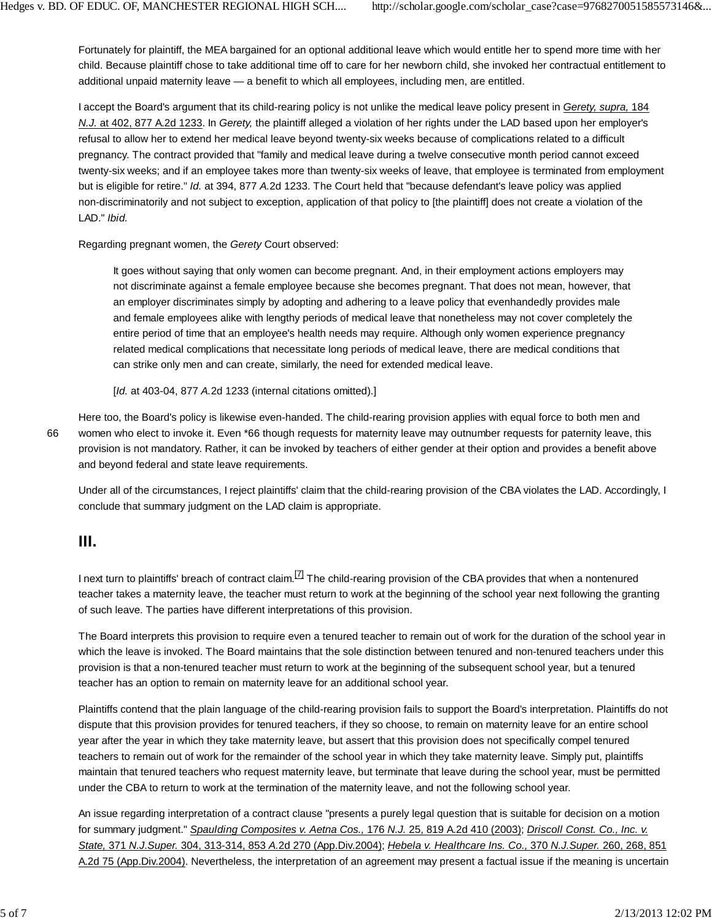Fortunately for plaintiff, the MEA bargained for an optional additional leave which would entitle her to spend more time with her child. Because plaintiff chose to take additional time off to care for her newborn child, she invoked her contractual entitlement to additional unpaid maternity leave — a benefit to which all employees, including men, are entitled.

I accept the Board's argument that its child-rearing policy is not unlike the medical leave policy present in *Gerety, supra,* 184 *N.J.* at 402, 877 A.2d 1233. In *Gerety,* the plaintiff alleged a violation of her rights under the LAD based upon her employer's refusal to allow her to extend her medical leave beyond twenty-six weeks because of complications related to a difficult pregnancy. The contract provided that "family and medical leave during a twelve consecutive month period cannot exceed twenty-six weeks; and if an employee takes more than twenty-six weeks of leave, that employee is terminated from employment but is eligible for retire." *Id.* at 394, 877 *A.*2d 1233. The Court held that "because defendant's leave policy was applied non-discriminatorily and not subject to exception, application of that policy to [the plaintiff] does not create a violation of the LAD." *Ibid.*

Regarding pregnant women, the *Gerety* Court observed:

> It goes without saying that only women can become pregnant. And, in their employment actions employers may not discriminate against a female employee because she becomes pregnant. That does not mean, however, that an employer discriminates simply by adopting and adhering to a leave policy that evenhandedly provides male and female employees alike with lengthy periods of medical leave that nonetheless may not cover completely the entire period of time that an employee's health needs may require. Although only women experience pregnancy related medical complications that necessitate long periods of medical leave, there are medical conditions that can strike only men and can create, similarly, the need for extended medical leave.
>
> [*Id.* at 403-04, 877 *A.*2d 1233 (internal citations omitted).]

Here too, the Board's policy is likewise even-handed. The child-rearing provision applies with equal force to both men and women who elect to invoke it. Even *66 though requests for maternity leave may outnumber requests for paternity leave, this provision is not mandatory. Rather, it can be invoked by teachers of either gender at their option and provides a benefit above and beyond federal and state leave requirements.

Under all of the circumstances, I reject plaintiffs' claim that the child-rearing provision of the CBA violates the LAD. Accordingly, I conclude that summary judgment on the LAD claim is appropriate.

## III.

I next turn to plaintiffs' breach of contract claim.[7] The child-rearing provision of the CBA provides that when a nontenured teacher takes a maternity leave, the teacher must return to work at the beginning of the school year next following the granting of such leave. The parties have different interpretations of this provision.

The Board interprets this provision to require even a tenured teacher to remain out of work for the duration of the school year in which the leave is invoked. The Board maintains that the sole distinction between tenured and non-tenured teachers under this provision is that a non-tenured teacher must return to work at the beginning of the subsequent school year, but a tenured teacher has an option to remain on maternity leave for an additional school year.

Plaintiffs contend that the plain language of the child-rearing provision fails to support the Board's interpretation. Plaintiffs do not dispute that this provision provides for tenured teachers, if they so choose, to remain on maternity leave for an entire school year after the year in which they take maternity leave, but assert that this provision does not specifically compel tenured teachers to remain out of work for the remainder of the school year in which they take maternity leave. Simply put, plaintiffs maintain that tenured teachers who request maternity leave, but terminate that leave during the school year, must be permitted under the CBA to return to work at the termination of the maternity leave, and not the following school year.

An issue regarding interpretation of a contract clause "presents a purely legal question that is suitable for decision on a motion for summary judgment." *Spaulding Composites v. Aetna Cos.,* 176 *N.J.* 25, 819 A.2d 410 (2003); *Driscoll Const. Co., Inc. v. State,* 371 *N.J.Super.* 304, 313-314, 853 *A.*2d 270 (App.Div.2004); *Hebela v. Healthcare Ins. Co.,* 370 *N.J.Super.* 260, 268, 851 A.2d 75 (App.Div.2004). Nevertheless, the interpretation of an agreement may present a factual issue if the meaning is uncertain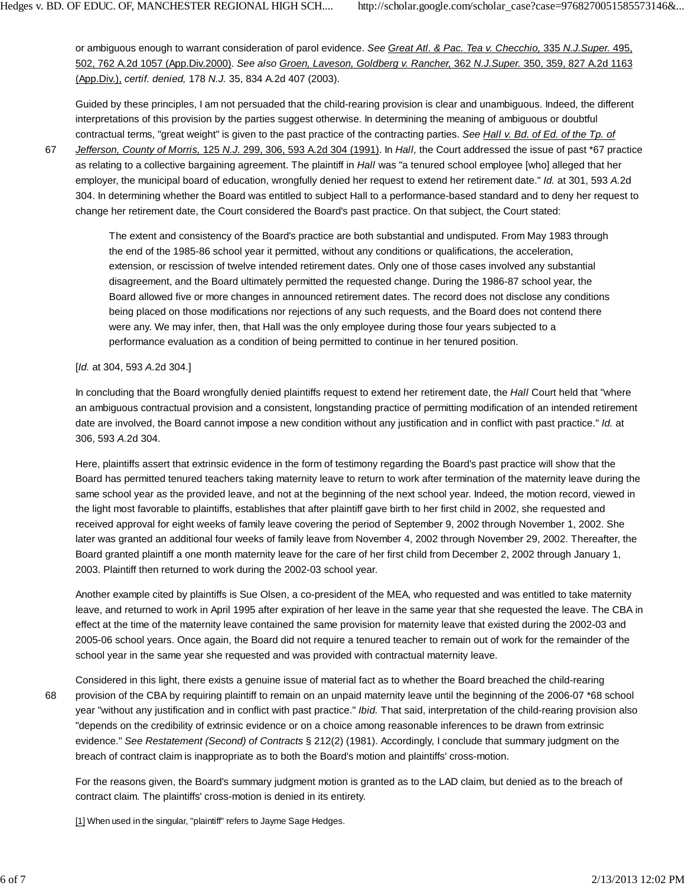or ambiguous enough to warrant consideration of parol evidence. *See* Great Atl. & Pac. Tea v. Checchio, 335 N.J.Super. 495, 502, 762 A.2d 1057 (App.Div.2000). *See also* Groen, Laveson, Goldberg v. Rancher, 362 N.J.Super. 350, 359, 827 A.2d 1163 (App.Div.), *certif. denied,* 178 *N.J.* 35, 834 A.2d 407 (2003).

Guided by these principles, I am not persuaded that the child-rearing provision is clear and unambiguous. Indeed, the different interpretations of this provision by the parties suggest otherwise. In determining the meaning of ambiguous or doubtful contractual terms, "great weight" is given to the past practice of the contracting parties. *See* Hall v. Bd. of Ed. of the Tp. of Jefferson, County of Morris, 125 N.J. 299, 306, 593 A.2d 304 (1991). In *Hall,* the Court addressed the issue of past *67 practice as relating to a collective bargaining agreement. The plaintiff in *Hall* was "a tenured school employee [who] alleged that her employer, the municipal board of education, wrongfully denied her request to extend her retirement date." *Id.* at 301, 593 *A.*2d 304. In determining whether the Board was entitled to subject Hall to a performance-based standard and to deny her request to change her retirement date, the Court considered the Board's past practice. On that subject, the Court stated:

> The extent and consistency of the Board's practice are both substantial and undisputed. From May 1983 through the end of the 1985-86 school year it permitted, without any conditions or qualifications, the acceleration, extension, or rescission of twelve intended retirement dates. Only one of those cases involved any substantial disagreement, and the Board ultimately permitted the requested change. During the 1986-87 school year, the Board allowed five or more changes in announced retirement dates. The record does not disclose any conditions being placed on those modifications nor rejections of any such requests, and the Board does not contend there were any. We may infer, then, that Hall was the only employee during those four years subjected to a performance evaluation as a condition of being permitted to continue in her tenured position.

[*Id.* at 304, 593 *A.*2d 304.]

In concluding that the Board wrongfully denied plaintiffs request to extend her retirement date, the *Hall* Court held that "where an ambiguous contractual provision and a consistent, longstanding practice of permitting modification of an intended retirement date are involved, the Board cannot impose a new condition without any justification and in conflict with past practice." *Id.* at 306, 593 *A.*2d 304.

Here, plaintiffs assert that extrinsic evidence in the form of testimony regarding the Board's past practice will show that the Board has permitted tenured teachers taking maternity leave to return to work after termination of the maternity leave during the same school year as the provided leave, and not at the beginning of the next school year. Indeed, the motion record, viewed in the light most favorable to plaintiffs, establishes that after plaintiff gave birth to her first child in 2002, she requested and received approval for eight weeks of family leave covering the period of September 9, 2002 through November 1, 2002. She later was granted an additional four weeks of family leave from November 4, 2002 through November 29, 2002. Thereafter, the Board granted plaintiff a one month maternity leave for the care of her first child from December 2, 2002 through January 1, 2003. Plaintiff then returned to work during the 2002-03 school year.

Another example cited by plaintiffs is Sue Olsen, a co-president of the MEA, who requested and was entitled to take maternity leave, and returned to work in April 1995 after expiration of her leave in the same year that she requested the leave. The CBA in effect at the time of the maternity leave contained the same provision for maternity leave that existed during the 2002-03 and 2005-06 school years. Once again, the Board did not require a tenured teacher to remain out of work for the remainder of the school year in the same year she requested and was provided with contractual maternity leave.

Considered in this light, there exists a genuine issue of material fact as to whether the Board breached the child-rearing provision of the CBA by requiring plaintiff to remain on an unpaid maternity leave until the beginning of the 2006-07 *68 school year "without any justification and in conflict with past practice." *Ibid.* That said, interpretation of the child-rearing provision also "depends on the credibility of extrinsic evidence or on a choice among reasonable inferences to be drawn from extrinsic evidence." *See Restatement (Second) of Contracts* § 212(2) (1981). Accordingly, I conclude that summary judgment on the breach of contract claim is inappropriate as to both the Board's motion and plaintiffs' cross-motion.

For the reasons given, the Board's summary judgment motion is granted as to the LAD claim, but denied as to the breach of contract claim. The plaintiffs' cross-motion is denied in its entirety.

[1] When used in the singular, "plaintiff" refers to Jayme Sage Hedges.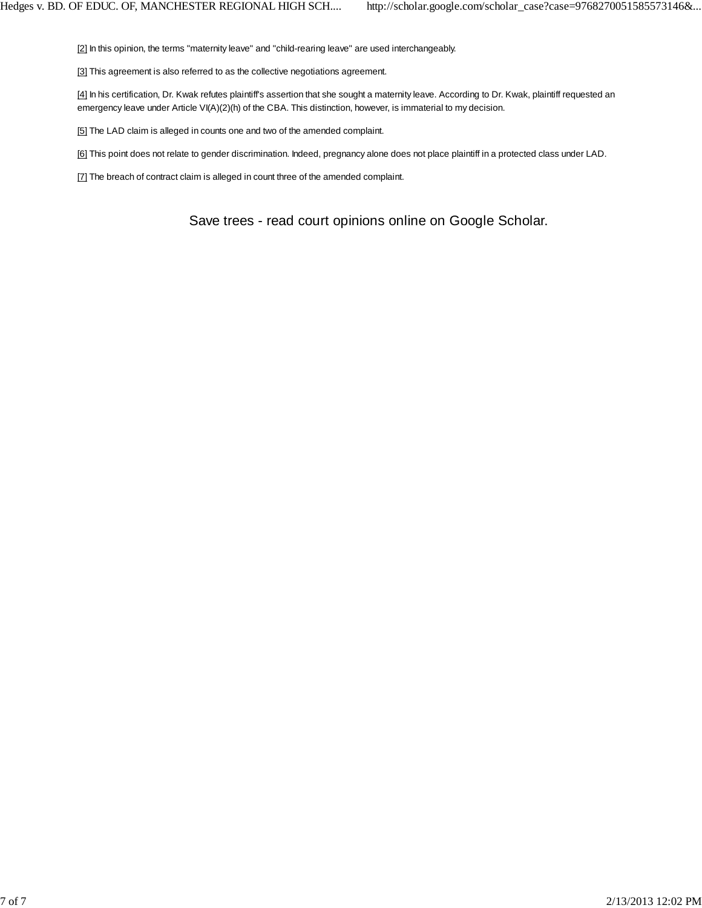[2] In this opinion, the terms "maternity leave" and "child-rearing leave" are used interchangeably.

[3] This agreement is also referred to as the collective negotiations agreement.

[4] In his certification, Dr. Kwak refutes plaintiff's assertion that she sought a maternity leave. According to Dr. Kwak, plaintiff requested an emergency leave under Article VI(A)(2)(h) of the CBA. This distinction, however, is immaterial to my decision.

[5] The LAD claim is alleged in counts one and two of the amended complaint.

[6] This point does not relate to gender discrimination. Indeed, pregnancy alone does not place plaintiff in a protected class under LAD.

[7] The breach of contract claim is alleged in count three of the amended complaint.

Save trees - read court opinions online on Google Scholar.